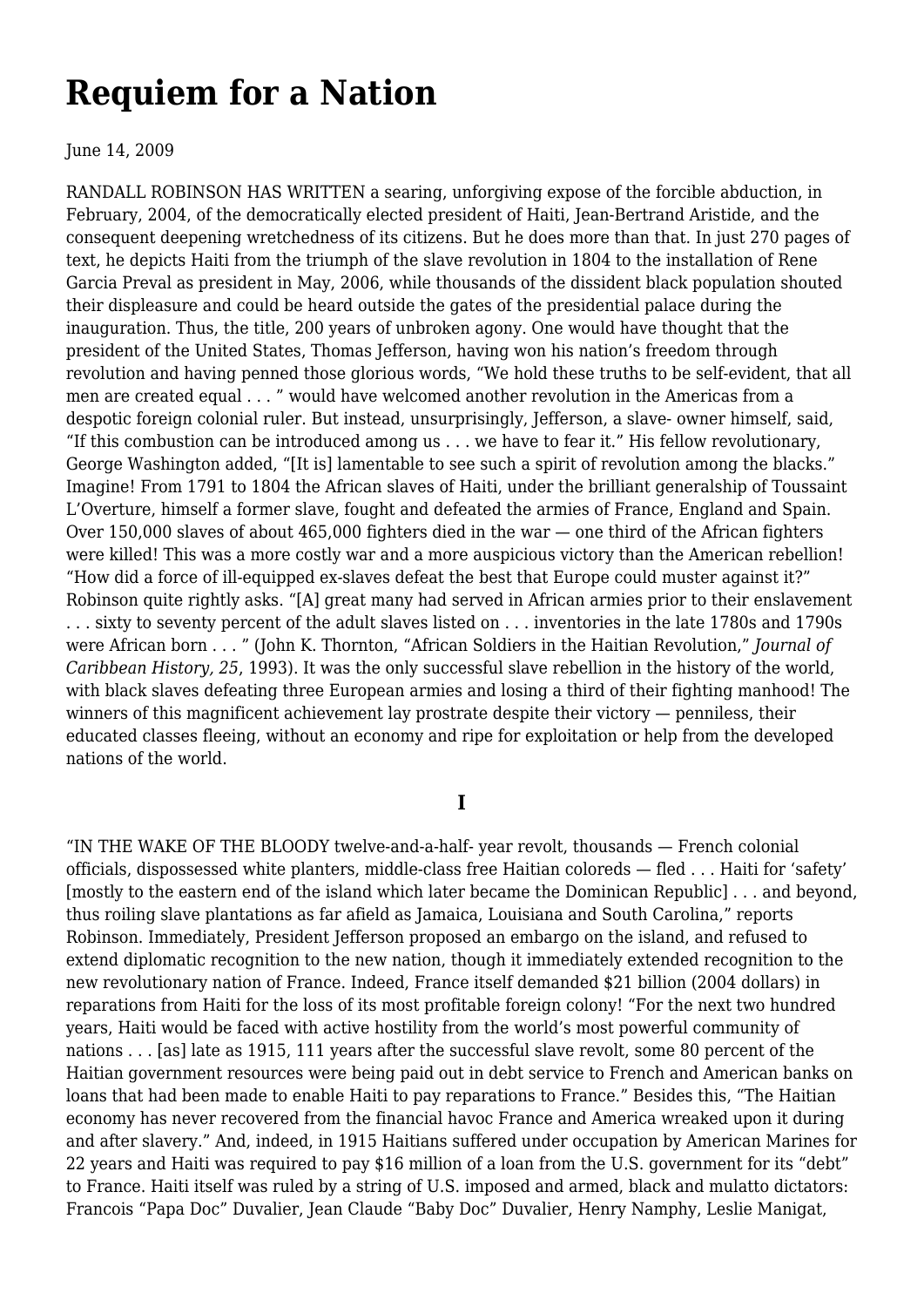# Requiem for a Nation

June 14, 2009

RANDALL ROBINSON HAS WRITTEN a searing, unforgiving expose of the forcible abduction, in February, 2004, of the democratically elected president of Haiti, Jean-Bertrand Aristide, and the consequent deepening wretchedness of its citizens. But he does more than that. In just 270 pages of text, he depicts Haiti from the triumph of the slave revolution in 1804 to the installation of Rene Garcia Preval as president in May, 2006, while thousands of the dissident black population shouted their displeasure and could be heard outside the gates of the presidential palace during the inauguration. Thus, the title, 200 years of unbroken agony. One would have thought that the president of the United States, Thomas Jefferson, having won his nation's freedom through revolution and having penned those glorious words, "We hold these truths to be self-evident, that all men are created equal . . . " would have welcomed another revolution in the Americas from a despotic foreign colonial ruler. But instead, unsurprisingly, Jefferson, a slave- owner himself, said, "If this combustion can be introduced among us . . . we have to fear it." His fellow revolutionary, George Washington added, "[It is] lamentable to see such a spirit of revolution among the blacks." Imagine! From 1791 to 1804 the African slaves of Haiti, under the brilliant generalship of Toussaint L'Overture, himself a former slave, fought and defeated the armies of France, England and Spain. Over 150,000 slaves of about 465,000 fighters died in the war — one third of the African fighters were killed! This was a more costly war and a more auspicious victory than the American rebellion! "How did a force of ill-equipped ex-slaves defeat the best that Europe could muster against it?" Robinson quite rightly asks. "[A] great many had served in African armies prior to their enslavement . . . sixty to seventy percent of the adult slaves listed on . . . inventories in the late 1780s and 1790s were African born . . . " (John K. Thornton, "African Soldiers in the Haitian Revolution," *Journal of Caribbean History, 25*, 1993). It was the only successful slave rebellion in the history of the world, with black slaves defeating three European armies and losing a third of their fighting manhood! The winners of this magnificent achievement lay prostrate despite their victory — penniless, their educated classes fleeing, without an economy and ripe for exploitation or help from the developed nations of the world.

## I

"IN THE WAKE OF THE BLOODY twelve-and-a-half- year revolt, thousands — French colonial officials, dispossessed white planters, middle-class free Haitian coloreds — fled . . . Haiti for 'safety' [mostly to the eastern end of the island which later became the Dominican Republic] . . . and beyond, thus roiling slave plantations as far afield as Jamaica, Louisiana and South Carolina," reports Robinson. Immediately, President Jefferson proposed an embargo on the island, and refused to extend diplomatic recognition to the new nation, though it immediately extended recognition to the new revolutionary nation of France. Indeed, France itself demanded $21 billion (2004 dollars) in reparations from Haiti for the loss of its most profitable foreign colony! "For the next two hundred years, Haiti would be faced with active hostility from the world's most powerful community of nations . . . [as] late as 1915, 111 years after the successful slave revolt, some 80 percent of the Haitian government resources were being paid out in debt service to French and American banks on loans that had been made to enable Haiti to pay reparations to France." Besides this, "The Haitian economy has never recovered from the financial havoc France and America wreaked upon it during and after slavery." And, indeed, in 1915 Haitians suffered under occupation by American Marines for 22 years and Haiti was required to pay $16 million of a loan from the U.S. government for its "debt" to France. Haiti itself was ruled by a string of U.S. imposed and armed, black and mulatto dictators: Francois "Papa Doc" Duvalier, Jean Claude "Baby Doc" Duvalier, Henry Namphy, Leslie Manigat,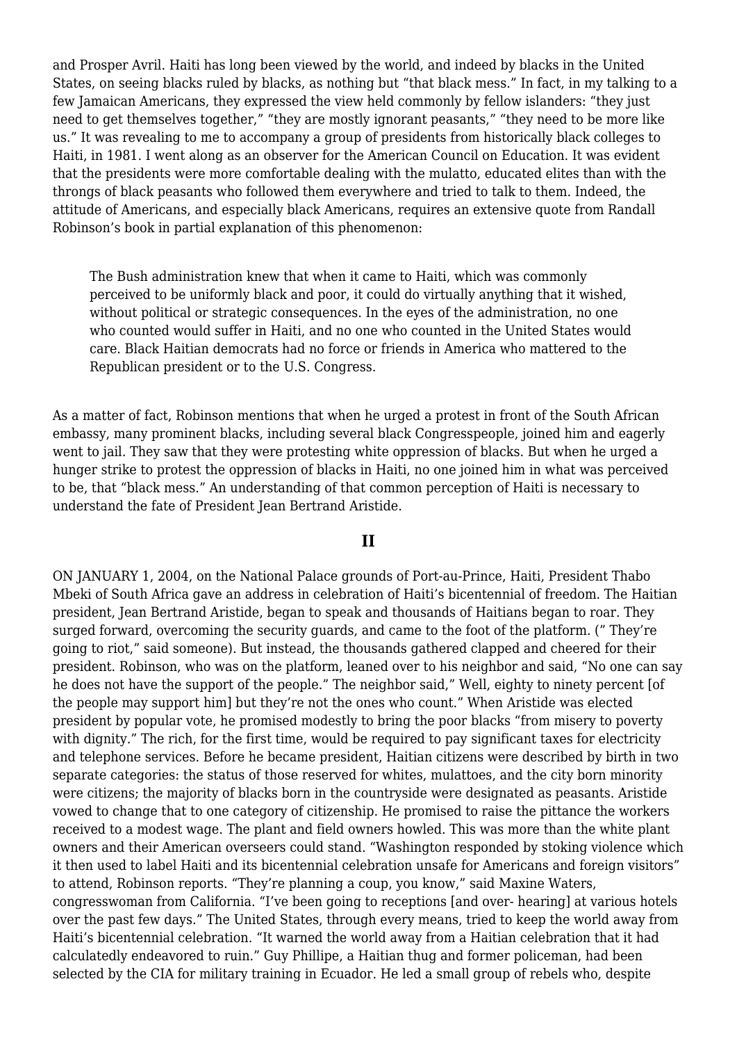and Prosper Avril. Haiti has long been viewed by the world, and indeed by blacks in the United States, on seeing blacks ruled by blacks, as nothing but "that black mess." In fact, in my talking to a few Jamaican Americans, they expressed the view held commonly by fellow islanders: "they just need to get themselves together," "they are mostly ignorant peasants," "they need to be more like us." It was revealing to me to accompany a group of presidents from historically black colleges to Haiti, in 1981. I went along as an observer for the American Council on Education. It was evident that the presidents were more comfortable dealing with the mulatto, educated elites than with the throngs of black peasants who followed them everywhere and tried to talk to them. Indeed, the attitude of Americans, and especially black Americans, requires an extensive quote from Randall Robinson's book in partial explanation of this phenomenon:

> The Bush administration knew that when it came to Haiti, which was commonly perceived to be uniformly black and poor, it could do virtually anything that it wished, without political or strategic consequences. In the eyes of the administration, no one who counted would suffer in Haiti, and no one who counted in the United States would care. Black Haitian democrats had no force or friends in America who mattered to the Republican president or to the U.S. Congress.

As a matter of fact, Robinson mentions that when he urged a protest in front of the South African embassy, many prominent blacks, including several black Congresspeople, joined him and eagerly went to jail. They saw that they were protesting white oppression of blacks. But when he urged a hunger strike to protest the oppression of blacks in Haiti, no one joined him in what was perceived to be, that "black mess." An understanding of that common perception of Haiti is necessary to understand the fate of President Jean Bertrand Aristide.

## II

ON JANUARY 1, 2004, on the National Palace grounds of Port-au-Prince, Haiti, President Thabo Mbeki of South Africa gave an address in celebration of Haiti's bicentennial of freedom. The Haitian president, Jean Bertrand Aristide, began to speak and thousands of Haitians began to roar. They surged forward, overcoming the security guards, and came to the foot of the platform. (" They're going to riot," said someone). But instead, the thousands gathered clapped and cheered for their president. Robinson, who was on the platform, leaned over to his neighbor and said, "No one can say he does not have the support of the people." The neighbor said," Well, eighty to ninety percent [of the people may support him] but they're not the ones who count." When Aristide was elected president by popular vote, he promised modestly to bring the poor blacks "from misery to poverty with dignity." The rich, for the first time, would be required to pay significant taxes for electricity and telephone services. Before he became president, Haitian citizens were described by birth in two separate categories: the status of those reserved for whites, mulattoes, and the city born minority were citizens; the majority of blacks born in the countryside were designated as peasants. Aristide vowed to change that to one category of citizenship. He promised to raise the pittance the workers received to a modest wage. The plant and field owners howled. This was more than the white plant owners and their American overseers could stand. "Washington responded by stoking violence which it then used to label Haiti and its bicentennial celebration unsafe for Americans and foreign visitors" to attend, Robinson reports. "They're planning a coup, you know," said Maxine Waters, congresswoman from California. "I've been going to receptions [and over- hearing] at various hotels over the past few days." The United States, through every means, tried to keep the world away from Haiti's bicentennial celebration. "It warned the world away from a Haitian celebration that it had calculatedly endeavored to ruin." Guy Phillipe, a Haitian thug and former policeman, had been selected by the CIA for military training in Ecuador. He led a small group of rebels who, despite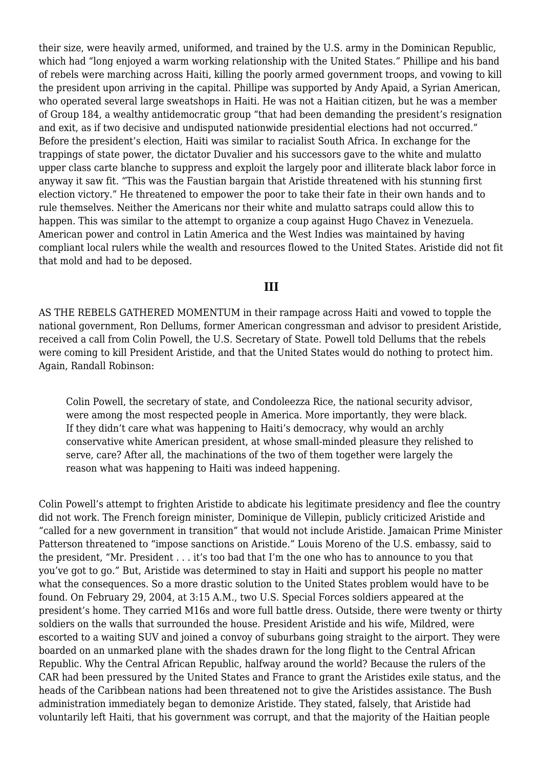their size, were heavily armed, uniformed, and trained by the U.S. army in the Dominican Republic, which had "long enjoyed a warm working relationship with the United States." Phillipe and his band of rebels were marching across Haiti, killing the poorly armed government troops, and vowing to kill the president upon arriving in the capital. Phillipe was supported by Andy Apaid, a Syrian American, who operated several large sweatshops in Haiti. He was not a Haitian citizen, but he was a member of Group 184, a wealthy antidemocratic group "that had been demanding the president's resignation and exit, as if two decisive and undisputed nationwide presidential elections had not occurred." Before the president's election, Haiti was similar to racialist South Africa. In exchange for the trappings of state power, the dictator Duvalier and his successors gave to the white and mulatto upper class carte blanche to suppress and exploit the largely poor and illiterate black labor force in anyway it saw fit. "This was the Faustian bargain that Aristide threatened with his stunning first election victory." He threatened to empower the poor to take their fate in their own hands and to rule themselves. Neither the Americans nor their white and mulatto satraps could allow this to happen. This was similar to the attempt to organize a coup against Hugo Chavez in Venezuela. American power and control in Latin America and the West Indies was maintained by having compliant local rulers while the wealth and resources flowed to the United States. Aristide did not fit that mold and had to be deposed.

### III

AS THE REBELS GATHERED MOMENTUM in their rampage across Haiti and vowed to topple the national government, Ron Dellums, former American congressman and advisor to president Aristide, received a call from Colin Powell, the U.S. Secretary of State. Powell told Dellums that the rebels were coming to kill President Aristide, and that the United States would do nothing to protect him. Again, Randall Robinson:

> Colin Powell, the secretary of state, and Condoleezza Rice, the national security advisor, were among the most respected people in America. More importantly, they were black. If they didn't care what was happening to Haiti's democracy, why would an archly conservative white American president, at whose small-minded pleasure they relished to serve, care? After all, the machinations of the two of them together were largely the reason what was happening to Haiti was indeed happening.

Colin Powell's attempt to frighten Aristide to abdicate his legitimate presidency and flee the country did not work. The French foreign minister, Dominique de Villepin, publicly criticized Aristide and "called for a new government in transition" that would not include Aristide. Jamaican Prime Minister Patterson threatened to "impose sanctions on Aristide." Louis Moreno of the U.S. embassy, said to the president, "Mr. President . . . it's too bad that I'm the one who has to announce to you that you've got to go." But, Aristide was determined to stay in Haiti and support his people no matter what the consequences. So a more drastic solution to the United States problem would have to be found. On February 29, 2004, at 3:15 A.M., two U.S. Special Forces soldiers appeared at the president's home. They carried M16s and wore full battle dress. Outside, there were twenty or thirty soldiers on the walls that surrounded the house. President Aristide and his wife, Mildred, were escorted to a waiting SUV and joined a convoy of suburbans going straight to the airport. They were boarded on an unmarked plane with the shades drawn for the long flight to the Central African Republic. Why the Central African Republic, halfway around the world? Because the rulers of the CAR had been pressured by the United States and France to grant the Aristides exile status, and the heads of the Caribbean nations had been threatened not to give the Aristides assistance. The Bush administration immediately began to demonize Aristide. They stated, falsely, that Aristide had voluntarily left Haiti, that his government was corrupt, and that the majority of the Haitian people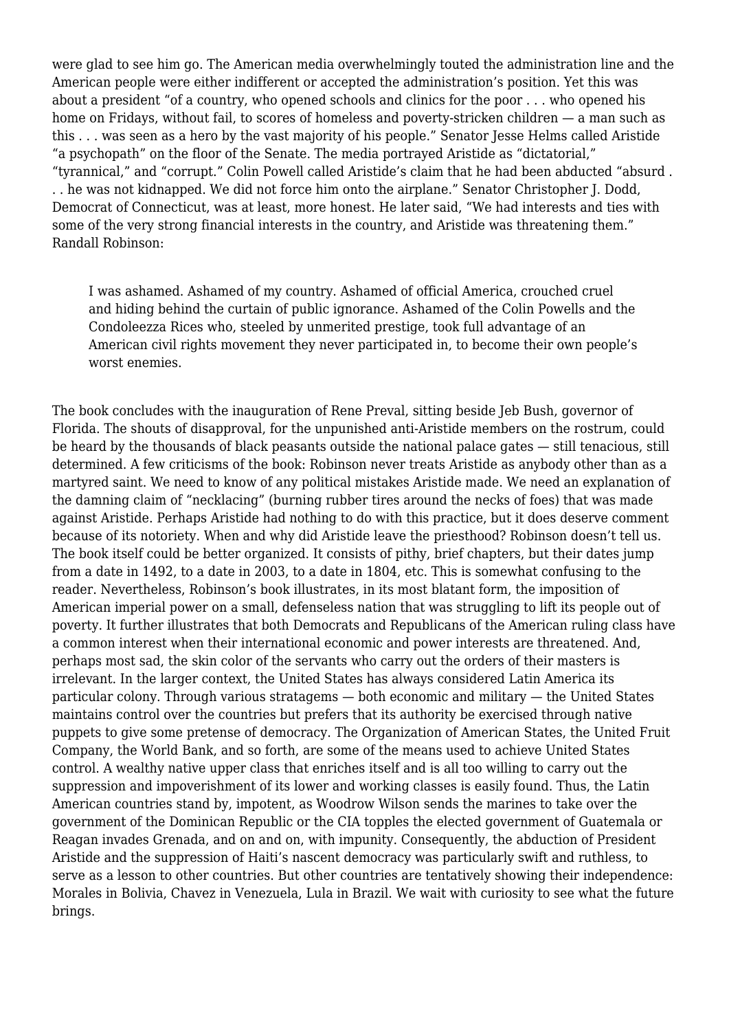were glad to see him go. The American media overwhelmingly touted the administration line and the American people were either indifferent or accepted the administration's position. Yet this was about a president "of a country, who opened schools and clinics for the poor . . . who opened his home on Fridays, without fail, to scores of homeless and poverty-stricken children — a man such as this . . . was seen as a hero by the vast majority of his people." Senator Jesse Helms called Aristide "a psychopath" on the floor of the Senate. The media portrayed Aristide as "dictatorial," "tyrannical," and "corrupt." Colin Powell called Aristide's claim that he had been abducted "absurd . . . he was not kidnapped. We did not force him onto the airplane." Senator Christopher J. Dodd, Democrat of Connecticut, was at least, more honest. He later said, "We had interests and ties with some of the very strong financial interests in the country, and Aristide was threatening them." Randall Robinson:

> I was ashamed. Ashamed of my country. Ashamed of official America, crouched cruel and hiding behind the curtain of public ignorance. Ashamed of the Colin Powells and the Condoleezza Rices who, steeled by unmerited prestige, took full advantage of an American civil rights movement they never participated in, to become their own people's worst enemies.

The book concludes with the inauguration of Rene Preval, sitting beside Jeb Bush, governor of Florida. The shouts of disapproval, for the unpunished anti-Aristide members on the rostrum, could be heard by the thousands of black peasants outside the national palace gates — still tenacious, still determined. A few criticisms of the book: Robinson never treats Aristide as anybody other than as a martyred saint. We need to know of any political mistakes Aristide made. We need an explanation of the damning claim of "necklacing" (burning rubber tires around the necks of foes) that was made against Aristide. Perhaps Aristide had nothing to do with this practice, but it does deserve comment because of its notoriety. When and why did Aristide leave the priesthood? Robinson doesn't tell us. The book itself could be better organized. It consists of pithy, brief chapters, but their dates jump from a date in 1492, to a date in 2003, to a date in 1804, etc. This is somewhat confusing to the reader. Nevertheless, Robinson's book illustrates, in its most blatant form, the imposition of American imperial power on a small, defenseless nation that was struggling to lift its people out of poverty. It further illustrates that both Democrats and Republicans of the American ruling class have a common interest when their international economic and power interests are threatened. And, perhaps most sad, the skin color of the servants who carry out the orders of their masters is irrelevant. In the larger context, the United States has always considered Latin America its particular colony. Through various stratagems — both economic and military — the United States maintains control over the countries but prefers that its authority be exercised through native puppets to give some pretense of democracy. The Organization of American States, the United Fruit Company, the World Bank, and so forth, are some of the means used to achieve United States control. A wealthy native upper class that enriches itself and is all too willing to carry out the suppression and impoverishment of its lower and working classes is easily found. Thus, the Latin American countries stand by, impotent, as Woodrow Wilson sends the marines to take over the government of the Dominican Republic or the CIA topples the elected government of Guatemala or Reagan invades Grenada, and on and on, with impunity. Consequently, the abduction of President Aristide and the suppression of Haiti's nascent democracy was particularly swift and ruthless, to serve as a lesson to other countries. But other countries are tentatively showing their independence: Morales in Bolivia, Chavez in Venezuela, Lula in Brazil. We wait with curiosity to see what the future brings.